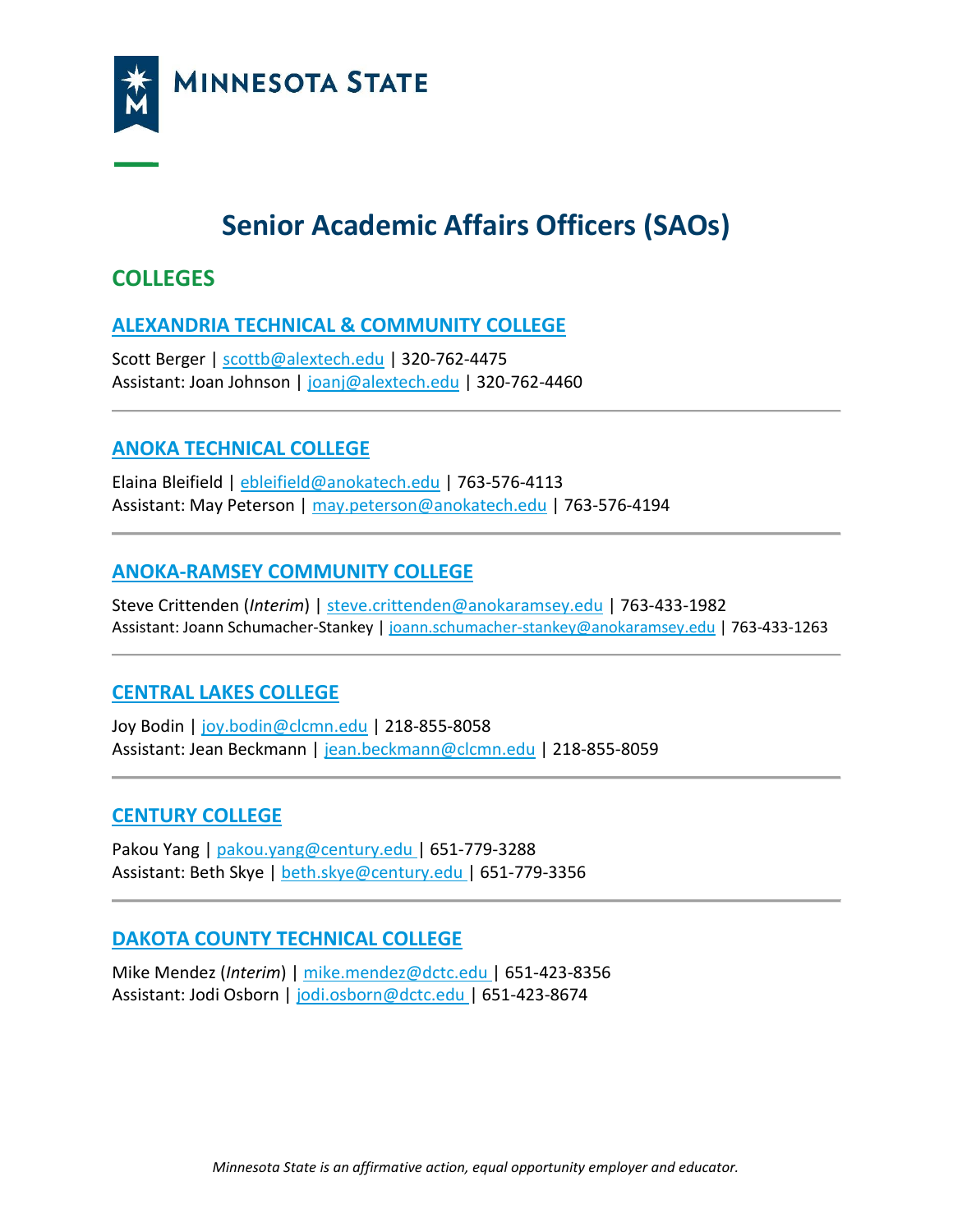# Senior Academic Affairs Officers (SAOs)

## COLLEGES

### ALEXANDRIA TECHNICAL & COMMUNITY COLLEGE

Scott Berger | scottb@alextech.edu | 320-762-4475
Assistant: Joan Johnson | joanj@alextech.edu | 320-762-4460

---

### ANOKA TECHNICAL COLLEGE

Elaina Bleifield | ebleifield@anokatech.edu | 763-576-4113
Assistant: May Peterson | may.peterson@anokatech.edu | 763-576-4194

---

### ANOKA-RAMSEY COMMUNITY COLLEGE

Steve Crittenden (*Interim*) | steve.crittenden@anokaramsey.edu | 763-433-1982
Assistant: Joann Schumacher-Stankey | joann.schumacher-stankey@anokaramsey.edu | 763-433-1263

---

### CENTRAL LAKES COLLEGE

Joy Bodin | joy.bodin@clcmn.edu | 218-855-8058
Assistant: Jean Beckmann | jean.beckmann@clcmn.edu | 218-855-8059

---

### CENTURY COLLEGE

Pakou Yang | pakou.yang@century.edu | 651-779-3288
Assistant: Beth Skye | beth.skye@century.edu | 651-779-3356

---

### DAKOTA COUNTY TECHNICAL COLLEGE

Mike Mendez (*Interim*) | mike.mendez@dctc.edu | 651-423-8356
Assistant: Jodi Osborn | jodi.osborn@dctc.edu | 651-423-8674

*Minnesota State is an affirmative action, equal opportunity employer and educator.*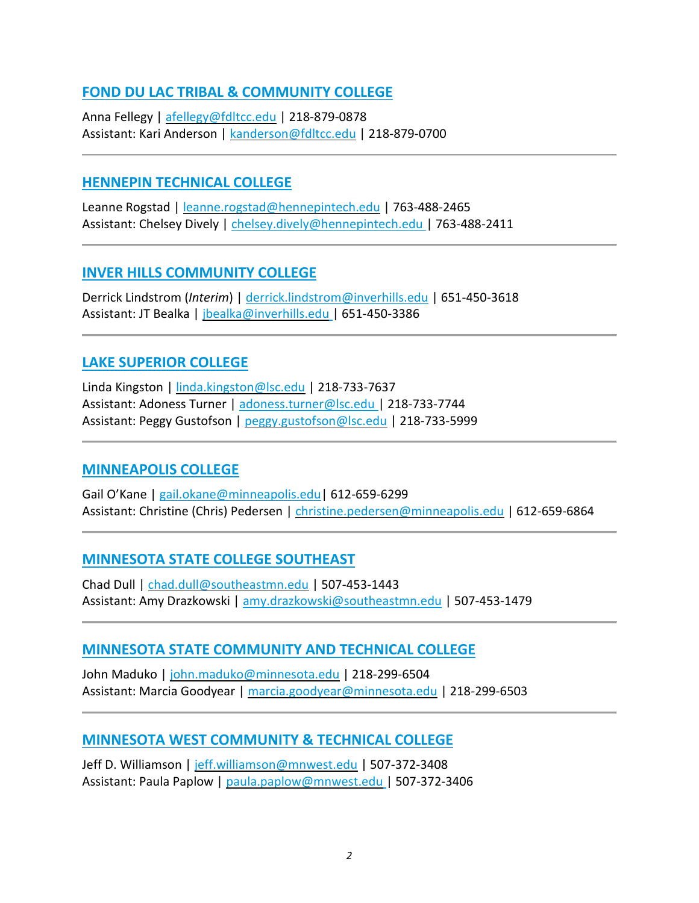## FOND DU LAC TRIBAL & COMMUNITY COLLEGE

Anna Fellegy | afellegy@fdltcc.edu | 218-879-0878
Assistant: Kari Anderson | kanderson@fdltcc.edu | 218-879-0700

---

## HENNEPIN TECHNICAL COLLEGE

Leanne Rogstad | leanne.rogstad@hennepintech.edu | 763-488-2465
Assistant: Chelsey Dively | chelsey.dively@hennepintech.edu | 763-488-2411

---

## INVER HILLS COMMUNITY COLLEGE

Derrick Lindstrom (*Interim*) | derrick.lindstrom@inverhills.edu | 651-450-3618
Assistant: JT Bealka | jbealka@inverhills.edu | 651-450-3386

---

## LAKE SUPERIOR COLLEGE

Linda Kingston | linda.kingston@lsc.edu | 218-733-7637
Assistant: Adoness Turner | adoness.turner@lsc.edu | 218-733-7744
Assistant: Peggy Gustofson | peggy.gustofson@lsc.edu | 218-733-5999

---

## MINNEAPOLIS COLLEGE

Gail O'Kane | gail.okane@minneapolis.edu | 612-659-6299
Assistant: Christine (Chris) Pedersen | christine.pedersen@minneapolis.edu | 612-659-6864

---

## MINNESOTA STATE COLLEGE SOUTHEAST

Chad Dull | chad.dull@southeastmn.edu | 507-453-1443
Assistant: Amy Drazkowski | amy.drazkowski@southeastmn.edu | 507-453-1479

---

## MINNESOTA STATE COMMUNITY AND TECHNICAL COLLEGE

John Maduko | john.maduko@minnesota.edu | 218-299-6504
Assistant: Marcia Goodyear | marcia.goodyear@minnesota.edu | 218-299-6503

---

## MINNESOTA WEST COMMUNITY & TECHNICAL COLLEGE

Jeff D. Williamson | jeff.williamson@mnwest.edu | 507-372-3408
Assistant: Paula Paplow | paula.paplow@mnwest.edu | 507-372-3406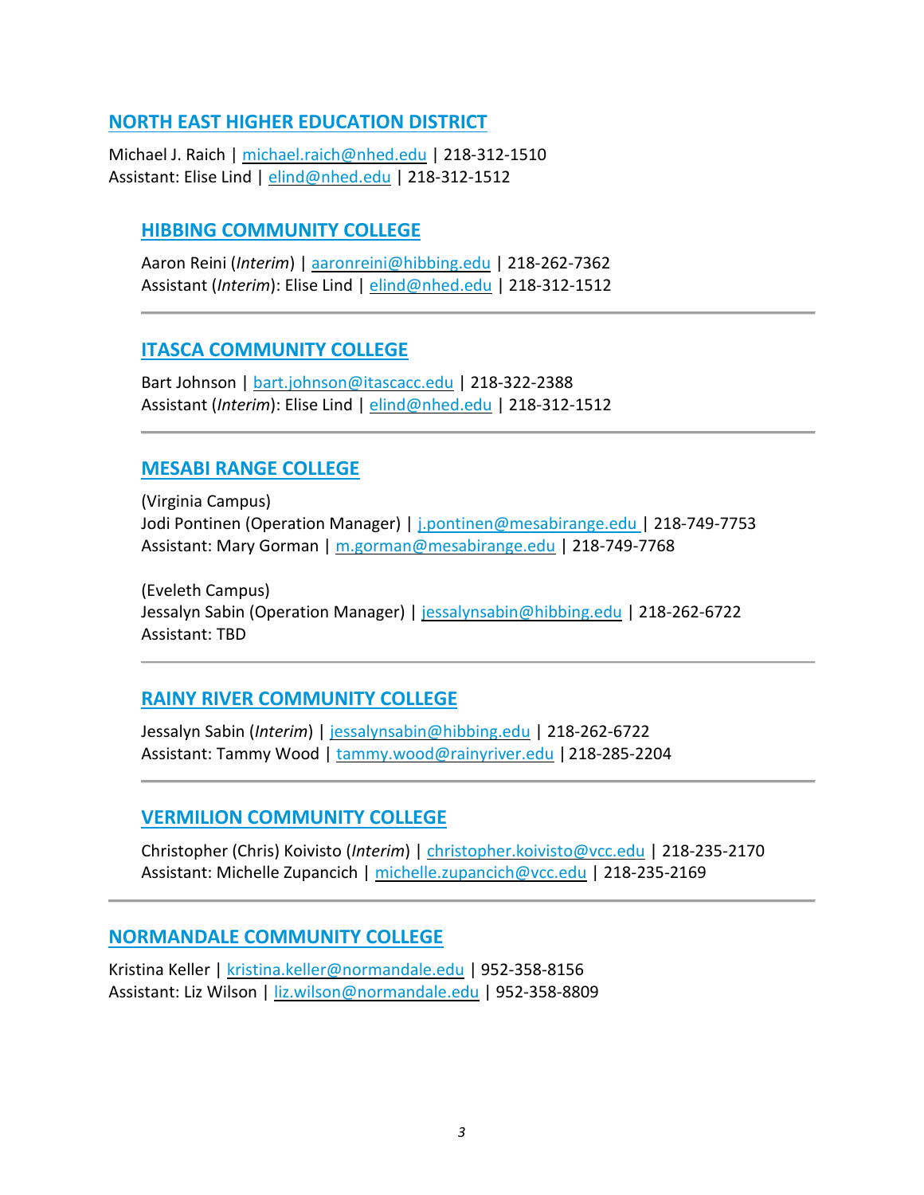## NORTH EAST HIGHER EDUCATION DISTRICT

Michael J. Raich | michael.raich@nhed.edu | 218-312-1510
Assistant: Elise Lind | elind@nhed.edu | 218-312-1512

### HIBBING COMMUNITY COLLEGE

Aaron Reini (*Interim*) | aaronreini@hibbing.edu | 218-262-7362
Assistant (*Interim*): Elise Lind | elind@nhed.edu | 218-312-1512

---

### ITASCA COMMUNITY COLLEGE

Bart Johnson | bart.johnson@itascacc.edu | 218-322-2388
Assistant (*Interim*): Elise Lind | elind@nhed.edu | 218-312-1512

---

### MESABI RANGE COLLEGE

(Virginia Campus)
Jodi Pontinen (Operation Manager) | j.pontinen@mesabirange.edu | 218-749-7753
Assistant: Mary Gorman | m.gorman@mesabirange.edu | 218-749-7768

(Eveleth Campus)
Jessalyn Sabin (Operation Manager) | jessalynsabin@hibbing.edu | 218-262-6722
Assistant: TBD

---

### RAINY RIVER COMMUNITY COLLEGE

Jessalyn Sabin (*Interim*) | jessalynsabin@hibbing.edu | 218-262-6722
Assistant: Tammy Wood | tammy.wood@rainyriver.edu | 218-285-2204

---

### VERMILION COMMUNITY COLLEGE

Christopher (Chris) Koivisto (*Interim*) | christopher.koivisto@vcc.edu | 218-235-2170
Assistant: Michelle Zupancich | michelle.zupancich@vcc.edu | 218-235-2169

---

## NORMANDALE COMMUNITY COLLEGE

Kristina Keller | kristina.keller@normandale.edu | 952-358-8156
Assistant: Liz Wilson | liz.wilson@normandale.edu | 952-358-8809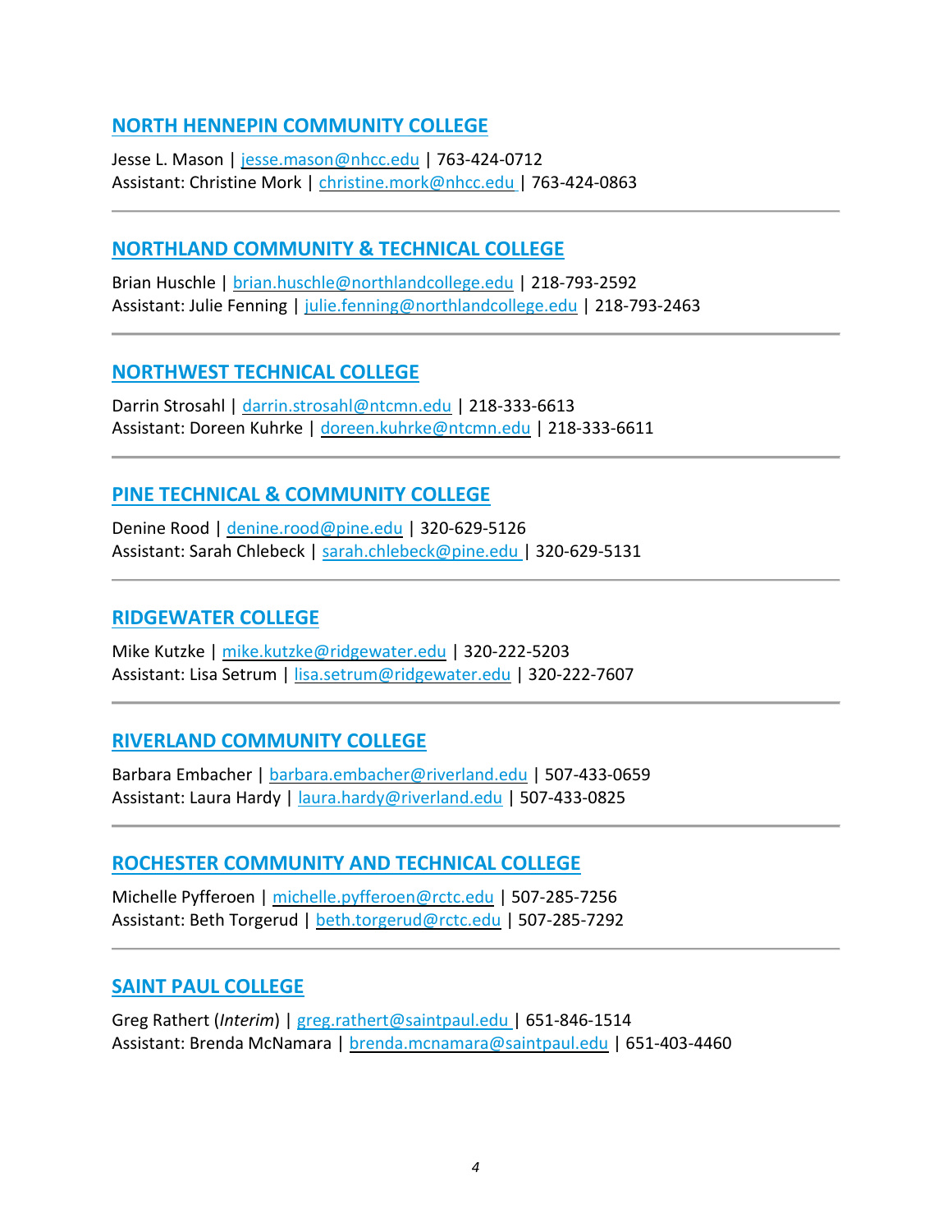## NORTH HENNEPIN COMMUNITY COLLEGE

Jesse L. Mason | jesse.mason@nhcc.edu | 763-424-0712
Assistant: Christine Mork | christine.mork@nhcc.edu | 763-424-0863

---

## NORTHLAND COMMUNITY & TECHNICAL COLLEGE

Brian Huschle | brian.huschle@northlandcollege.edu | 218-793-2592
Assistant: Julie Fenning | julie.fenning@northlandcollege.edu | 218-793-2463

---

## NORTHWEST TECHNICAL COLLEGE

Darrin Strosahl | darrin.strosahl@ntcmn.edu | 218-333-6613
Assistant: Doreen Kuhrke | doreen.kuhrke@ntcmn.edu | 218-333-6611

---

## PINE TECHNICAL & COMMUNITY COLLEGE

Denine Rood | denine.rood@pine.edu | 320-629-5126
Assistant: Sarah Chlebeck | sarah.chlebeck@pine.edu | 320-629-5131

---

## RIDGEWATER COLLEGE

Mike Kutzke | mike.kutzke@ridgewater.edu | 320-222-5203
Assistant: Lisa Setrum | lisa.setrum@ridgewater.edu | 320-222-7607

---

## RIVERLAND COMMUNITY COLLEGE

Barbara Embacher | barbara.embacher@riverland.edu | 507-433-0659
Assistant: Laura Hardy | laura.hardy@riverland.edu | 507-433-0825

---

## ROCHESTER COMMUNITY AND TECHNICAL COLLEGE

Michelle Pyfferoen | michelle.pyfferoen@rctc.edu | 507-285-7256
Assistant: Beth Torgerud | beth.torgerud@rctc.edu | 507-285-7292

---

## SAINT PAUL COLLEGE

Greg Rathert (*Interim*) | greg.rathert@saintpaul.edu | 651-846-1514
Assistant: Brenda McNamara | brenda.mcnamara@saintpaul.edu | 651-403-4460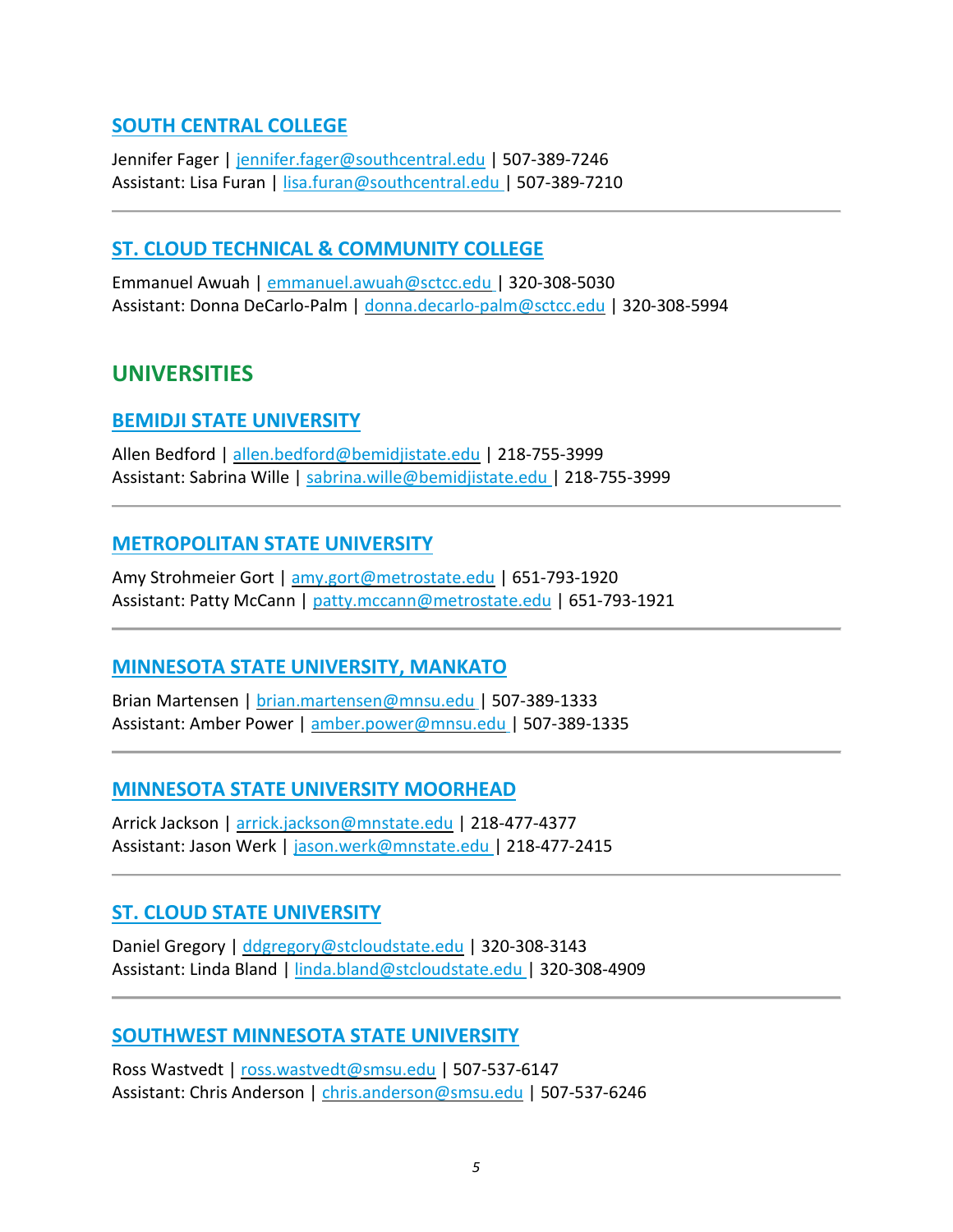### SOUTH CENTRAL COLLEGE

Jennifer Fager | jennifer.fager@southcentral.edu | 507-389-7246
Assistant: Lisa Furan | lisa.furan@southcentral.edu | 507-389-7210

---

### ST. CLOUD TECHNICAL & COMMUNITY COLLEGE

Emmanuel Awuah | emmanuel.awuah@sctcc.edu | 320-308-5030
Assistant: Donna DeCarlo-Palm | donna.decarlo-palm@sctcc.edu | 320-308-5994

## UNIVERSITIES

### BEMIDJI STATE UNIVERSITY

Allen Bedford | allen.bedford@bemidjistate.edu | 218-755-3999
Assistant: Sabrina Wille | sabrina.wille@bemidjistate.edu | 218-755-3999

---

### METROPOLITAN STATE UNIVERSITY

Amy Strohmeier Gort | amy.gort@metrostate.edu | 651-793-1920
Assistant: Patty McCann | patty.mccann@metrostate.edu | 651-793-1921

---

### MINNESOTA STATE UNIVERSITY, MANKATO

Brian Martensen | brian.martensen@mnsu.edu | 507-389-1333
Assistant: Amber Power | amber.power@mnsu.edu | 507-389-1335

---

### MINNESOTA STATE UNIVERSITY MOORHEAD

Arrick Jackson | arrick.jackson@mnstate.edu | 218-477-4377
Assistant: Jason Werk | jason.werk@mnstate.edu | 218-477-2415

---

### ST. CLOUD STATE UNIVERSITY

Daniel Gregory | ddgregory@stcloudstate.edu | 320-308-3143
Assistant: Linda Bland | linda.bland@stcloudstate.edu | 320-308-4909

---

### SOUTHWEST MINNESOTA STATE UNIVERSITY

Ross Wastvedt | ross.wastvedt@smsu.edu | 507-537-6147
Assistant: Chris Anderson | chris.anderson@smsu.edu | 507-537-6246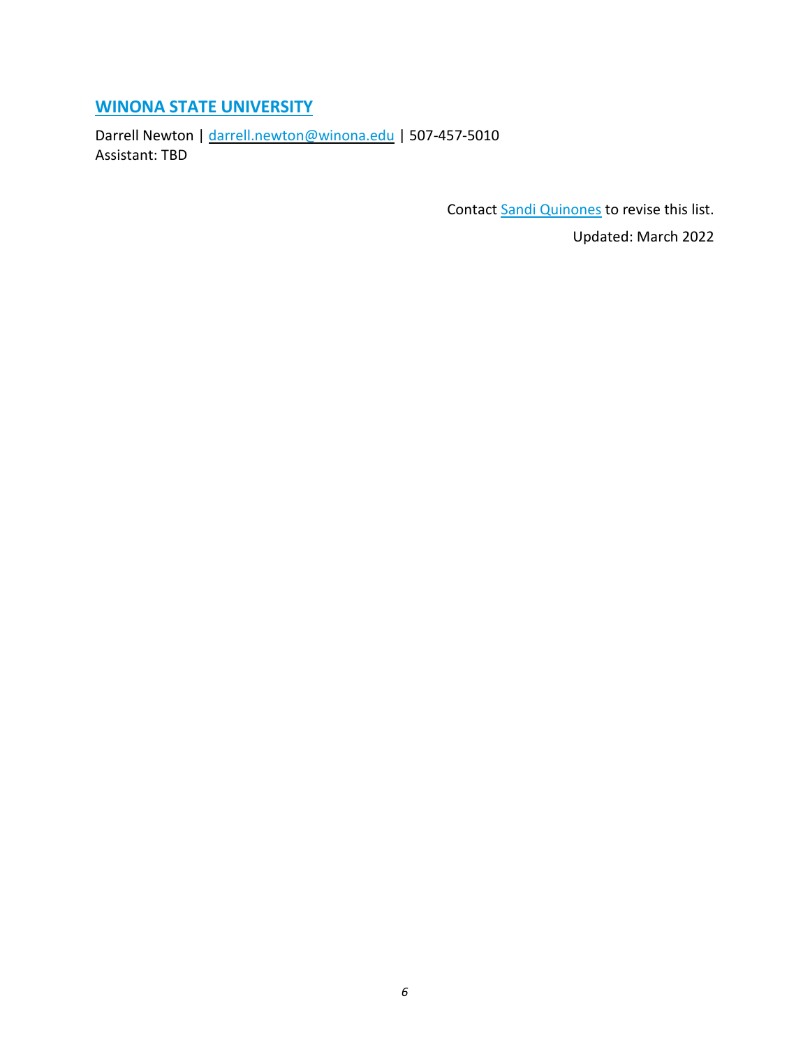## WINONA STATE UNIVERSITY

Darrell Newton | darrell.newton@winona.edu | 507-457-5010
Assistant: TBD

Contact Sandi Quinones to revise this list.

Updated: March 2022